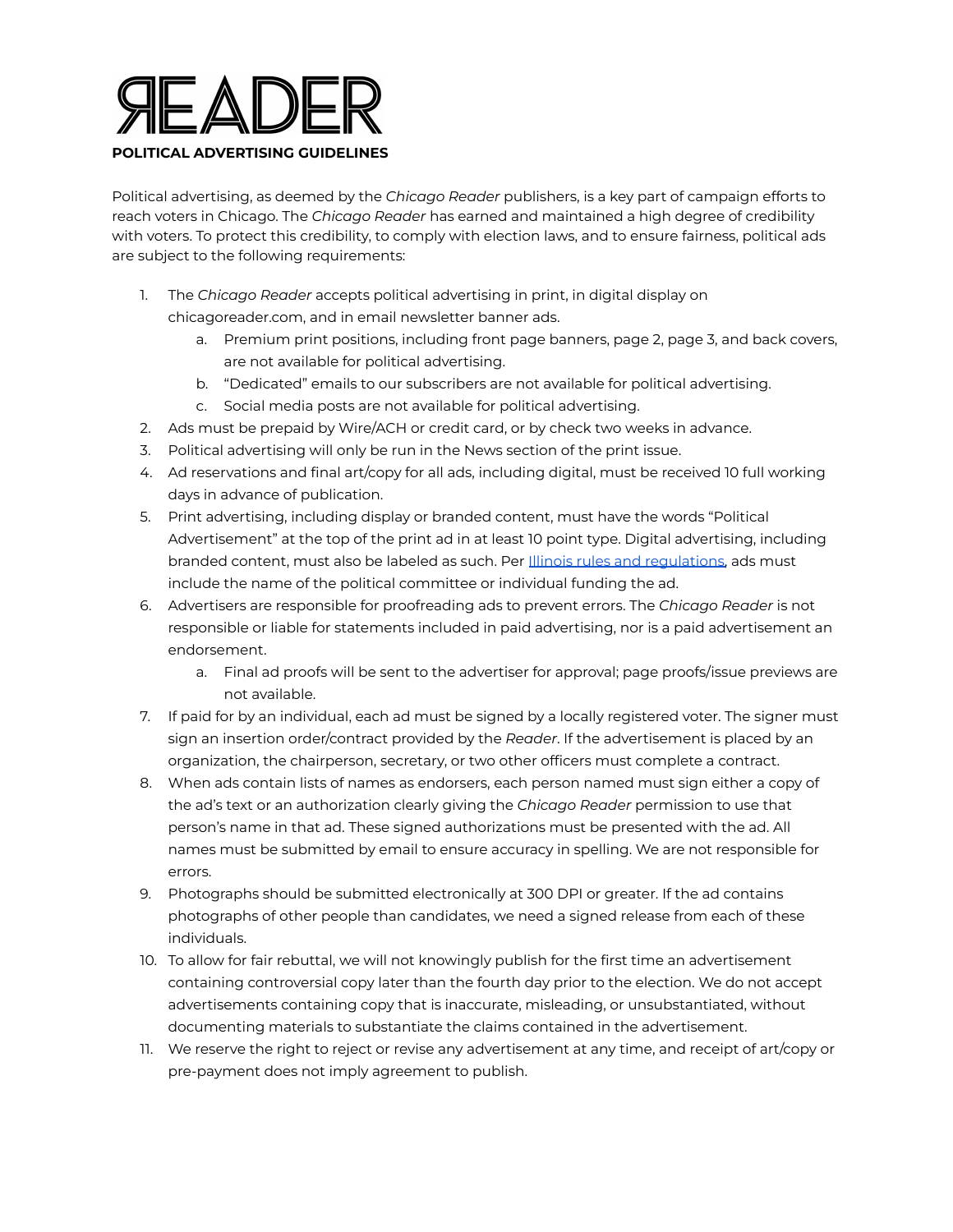# READER

**POLITICAL ADVERTISING GUIDELINES**

Political advertising, as deemed by the *Chicago Reader* publishers, is a key part of campaign efforts to reach voters in Chicago. The *Chicago Reader* has earned and maintained a high degree of credibility with voters. To protect this credibility, to comply with election laws, and to ensure fairness, political ads are subject to the following requirements:

1. The *Chicago Reader* accepts political advertising in print, in digital display on chicagoreader.com, and in email newsletter banner ads.
    a. Premium print positions, including front page banners, page 2, page 3, and back covers, are not available for political advertising.
    b. "Dedicated" emails to our subscribers are not available for political advertising.
    c. Social media posts are not available for political advertising.
2. Ads must be prepaid by Wire/ACH or credit card, or by check two weeks in advance.
3. Political advertising will only be run in the News section of the print issue.
4. Ad reservations and final art/copy for all ads, including digital, must be received 10 full working days in advance of publication.
5. Print advertising, including display or branded content, must have the words "Political Advertisement" at the top of the print ad in at least 10 point type. Digital advertising, including branded content, must also be labeled as such. Per Illinois rules and regulations, ads must include the name of the political committee or individual funding the ad.
6. Advertisers are responsible for proofreading ads to prevent errors. The *Chicago Reader* is not responsible or liable for statements included in paid advertising, nor is a paid advertisement an endorsement.
    a. Final ad proofs will be sent to the advertiser for approval; page proofs/issue previews are not available.
7. If paid for by an individual, each ad must be signed by a locally registered voter. The signer must sign an insertion order/contract provided by the *Reader*. If the advertisement is placed by an organization, the chairperson, secretary, or two other officers must complete a contract.
8. When ads contain lists of names as endorsers, each person named must sign either a copy of the ad's text or an authorization clearly giving the *Chicago Reader* permission to use that person's name in that ad. These signed authorizations must be presented with the ad. All names must be submitted by email to ensure accuracy in spelling. We are not responsible for errors.
9. Photographs should be submitted electronically at 300 DPI or greater. If the ad contains photographs of other people than candidates, we need a signed release from each of these individuals.
10. To allow for fair rebuttal, we will not knowingly publish for the first time an advertisement containing controversial copy later than the fourth day prior to the election. We do not accept advertisements containing copy that is inaccurate, misleading, or unsubstantiated, without documenting materials to substantiate the claims contained in the advertisement.
11. We reserve the right to reject or revise any advertisement at any time, and receipt of art/copy or pre-payment does not imply agreement to publish.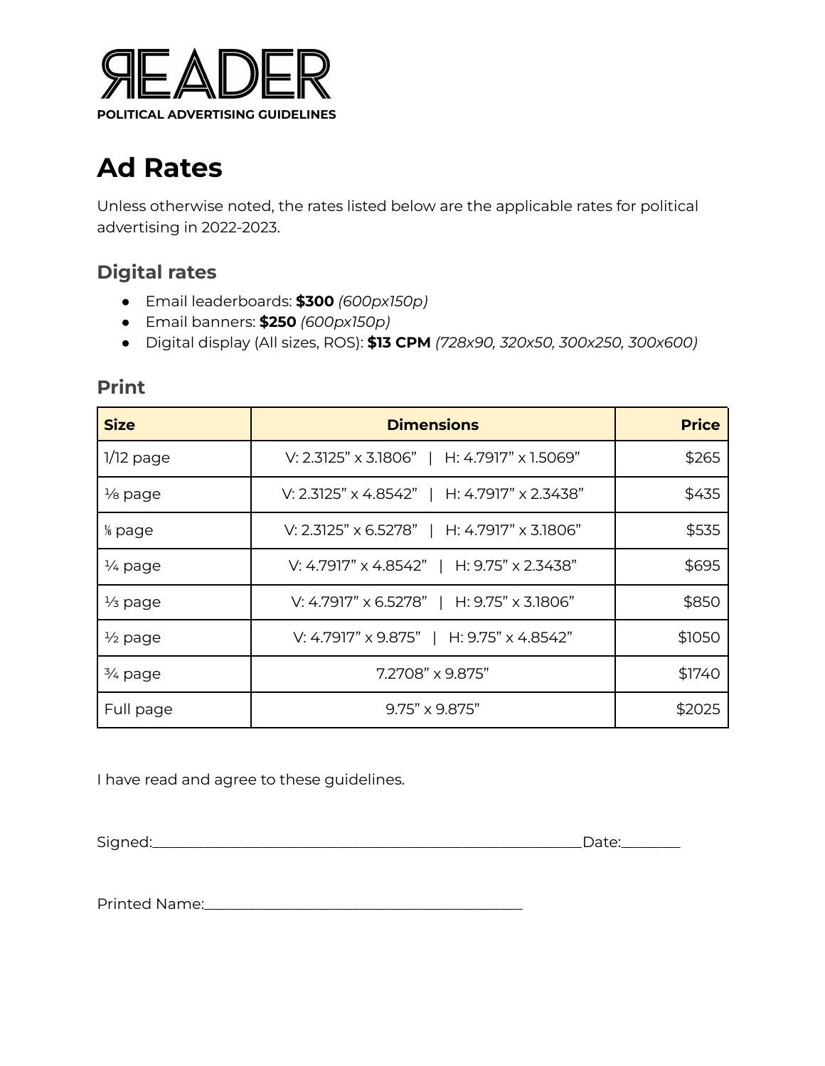READER

**POLITICAL ADVERTISING GUIDELINES**

# Ad Rates

Unless otherwise noted, the rates listed below are the applicable rates for political advertising in 2022-2023.

## Digital rates

- Email leaderboards: **$300** *(600px150p)*
- Email banners: **$250** *(600px150p)*
- Digital display (All sizes, ROS): **$13 CPM** *(728x90, 320x50, 300x250, 300x600)*

## Print

| Size | Dimensions | Price |
|---|---|---|
| 1/12 page | V: 2.3125” x 3.1806” \| H: 4.7917” x 1.5069” | $265 |
| ⅛ page | V: 2.3125” x 4.8542” \| H: 4.7917” x 2.3438” | $435 |
| ⅙ page | V: 2.3125” x 6.5278” \| H: 4.7917” x 3.1806” | $535 |
| ¼ page | V: 4.7917” x 4.8542” \| H: 9.75” x 2.3438” | $695 |
| ⅓ page | V: 4.7917” x 6.5278” \| H: 9.75” x 3.1806” | $850 |
| ½ page | V: 4.7917” x 9.875” \| H: 9.75” x 4.8542” | $1050 |
| ¾ page | 7.2708” x 9.875” | $1740 |
| Full page | 9.75” x 9.875” | $2025 |

I have read and agree to these guidelines.

Signed:\_\_\_\_\_\_\_\_\_\_\_\_\_\_\_\_\_\_\_\_\_\_\_\_\_\_\_\_\_\_\_\_\_\_\_\_\_\_\_\_\_\_\_\_\_\_\_\_\_\_\_\_Date:\_\_\_\_\_\_\_\_

Printed Name:\_\_\_\_\_\_\_\_\_\_\_\_\_\_\_\_\_\_\_\_\_\_\_\_\_\_\_\_\_\_\_\_\_\_\_\_\_\_\_\_